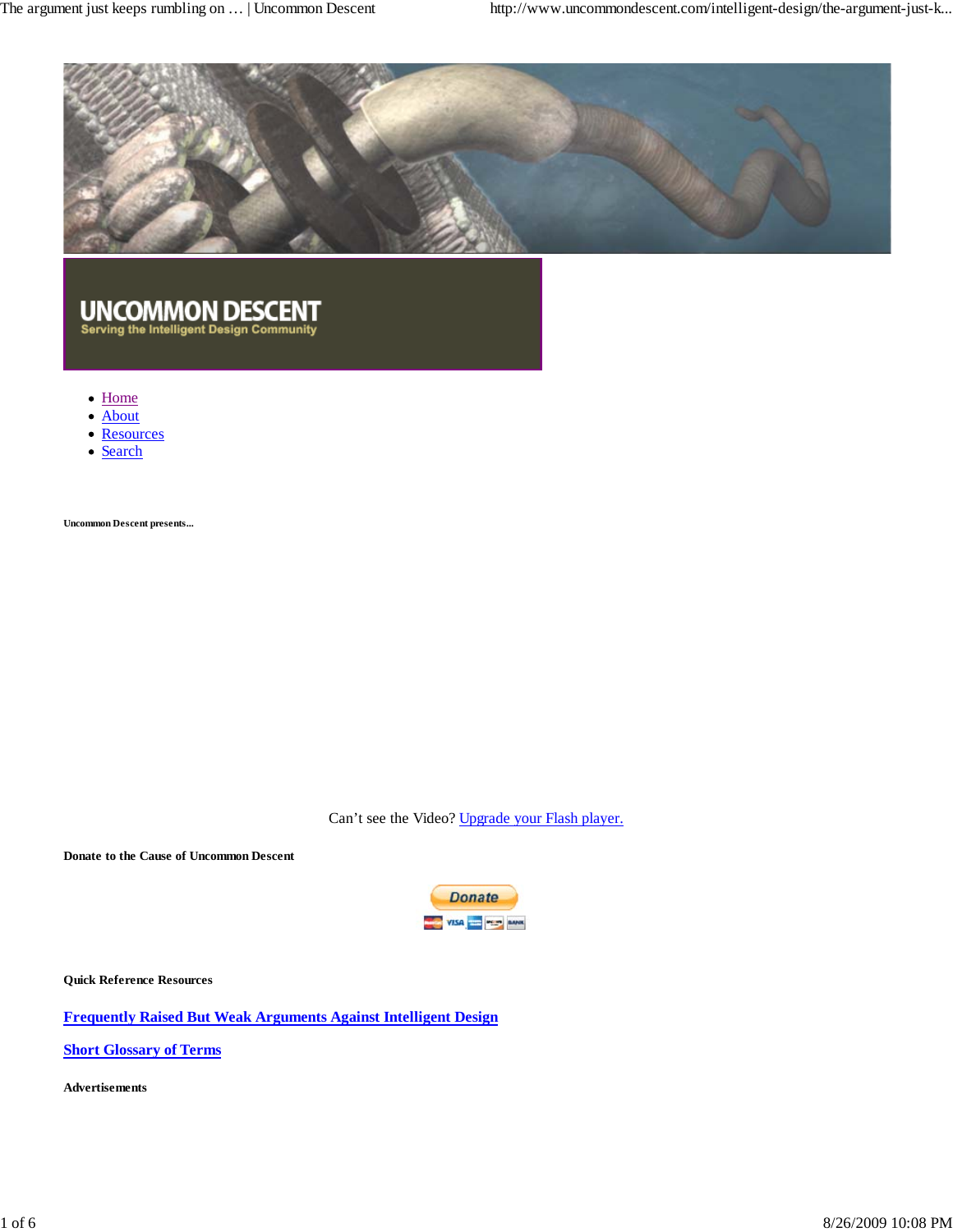# UNCOMMON DESCENT

Serving the Intelligent Design Community

- [Home]
- [About]
- [Resources]
- [Search]

**Uncommon Descent presents...**

Can't see the Video? [Upgrade your Flash player.]

**Donate to the Cause of Uncommon Descent**

Donate

**Quick Reference Resources**

**[Frequently Raised But Weak Arguments Against Intelligent Design]**

**[Short Glossary of Terms]**

**Advertisements**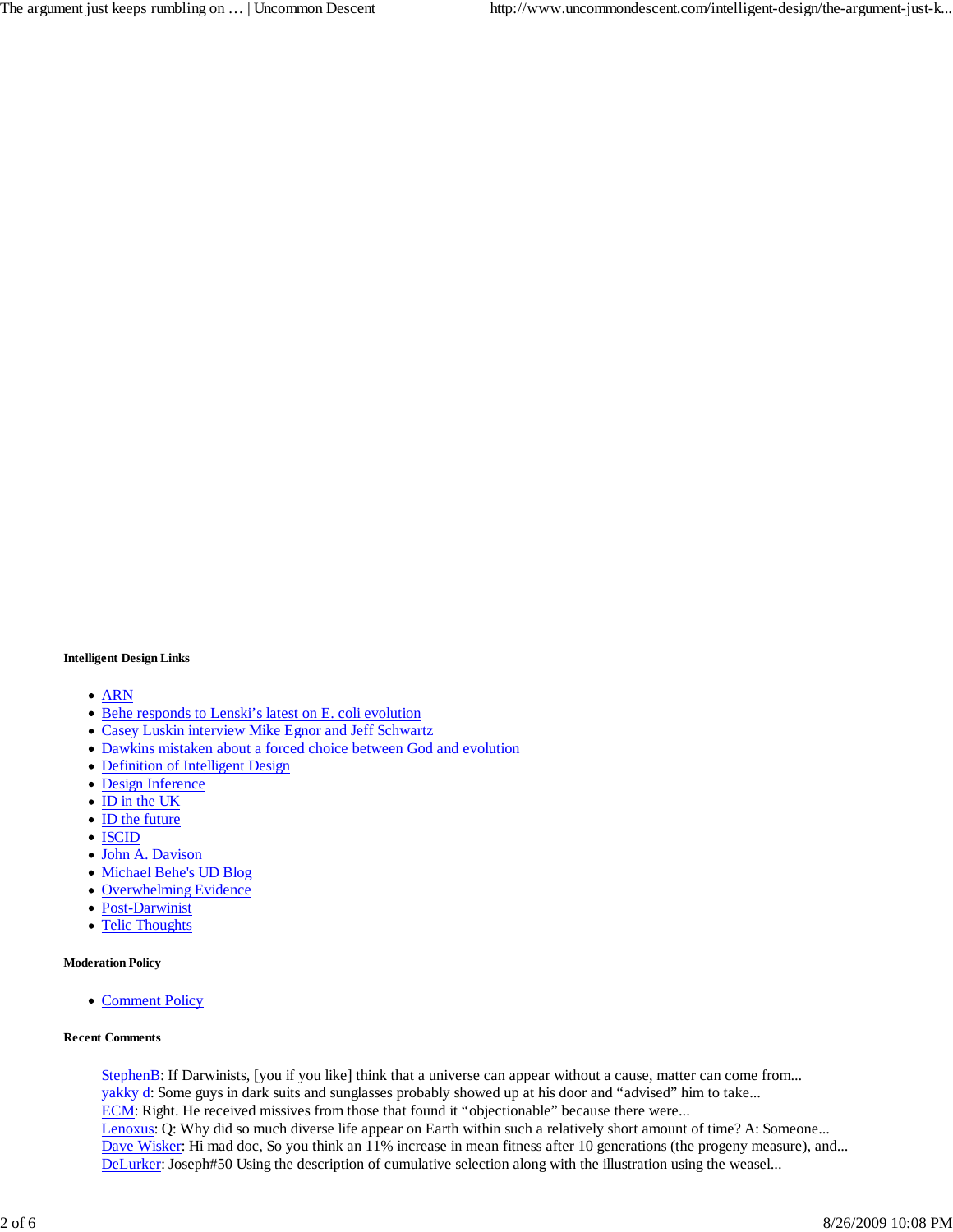#### Intelligent Design Links

- ARN
- Behe responds to Lenski's latest on E. coli evolution
- Casey Luskin interview Mike Egnor and Jeff Schwartz
- Dawkins mistaken about a forced choice between God and evolution
- Definition of Intelligent Design
- Design Inference
- ID in the UK
- ID the future
- ISCID
- John A. Davison
- Michael Behe's UD Blog
- Overwhelming Evidence
- Post-Darwinist
- Telic Thoughts

#### Moderation Policy

- Comment Policy

#### Recent Comments

StephenB: If Darwinists, [you if you like] think that a universe can appear without a cause, matter can come from...
yakky d: Some guys in dark suits and sunglasses probably showed up at his door and "advised" him to take...
ECM: Right. He received missives from those that found it "objectionable" because there were...
Lenoxus: Q: Why did so much diverse life appear on Earth within such a relatively short amount of time? A: Someone...
Dave Wisker: Hi mad doc, So you think an 11% increase in mean fitness after 10 generations (the progeny measure), and...
DeLurker: Joseph#50 Using the description of cumulative selection along with the illustration using the weasel...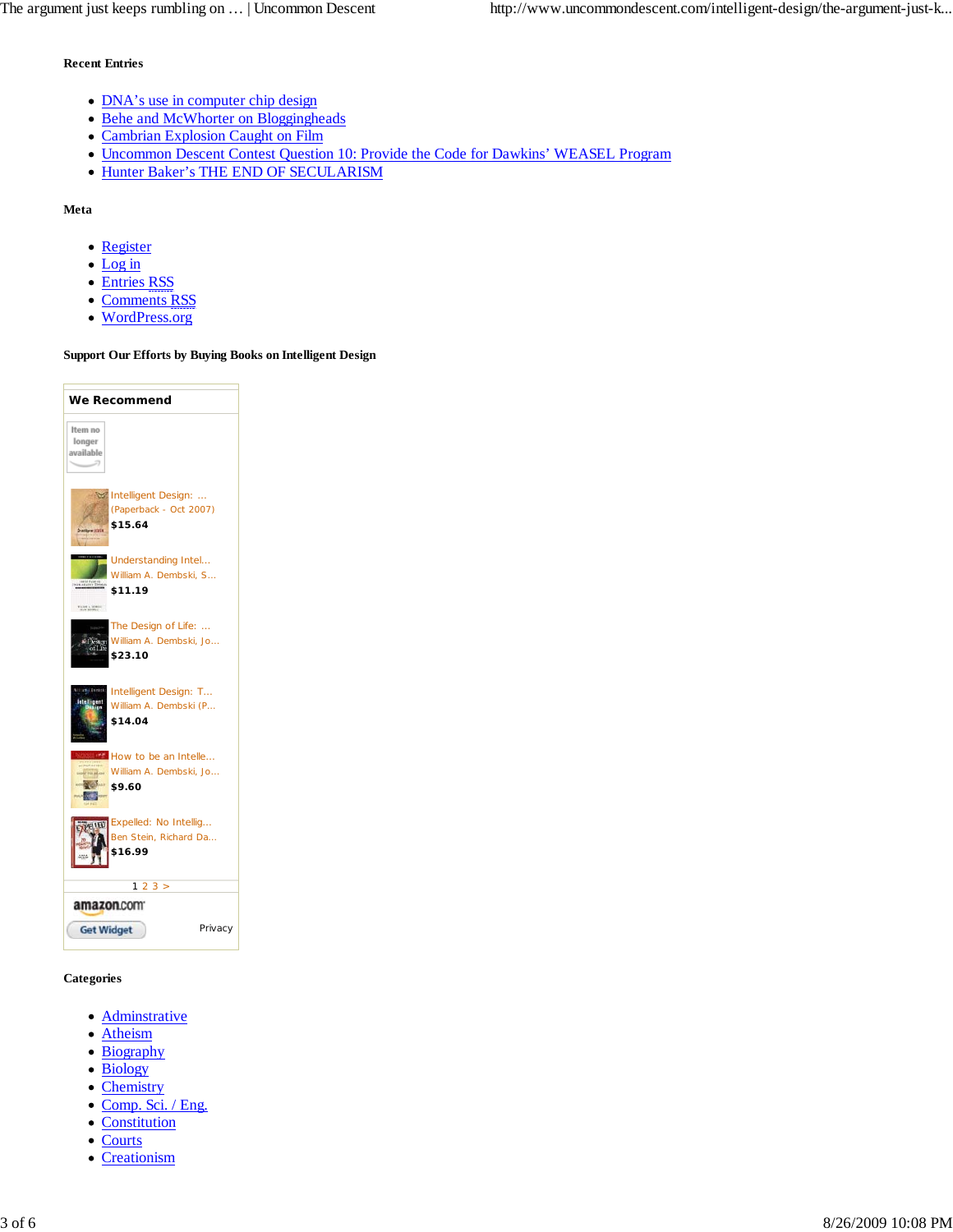### Recent Entries

- DNA's use in computer chip design
- Behe and McWhorter on Bloggingheads
- Cambrian Explosion Caught on Film
- Uncommon Descent Contest Question 10: Provide the Code for Dawkins' WEASEL Program
- Hunter Baker's THE END OF SECULARISM

### Meta

- Register
- Log in
- Entries RSS
- Comments RSS
- WordPress.org

### Support Our Efforts by Buying Books on Intelligent Design

**We Recommend**

Item no longer available

Intelligent Design: ...
(Paperback - Oct 2007)
**$15.64**

Understanding Intel...
William A. Dembski, S...
**$11.19**

The Design of Life: ...
William A. Dembski, Jo...
**$23.10**

Intelligent Design: T...
William A. Dembski (P...
**$14.04**

How to be an Intelle...
William A. Dembski, Jo...
**$9.60**

Expelled: No Intellig...
Ben Stein, Richard Da...
**$16.99**

1 2 3 >

amazon.com
Get Widget Privacy

### Categories

- Adminstrative
- Atheism
- Biography
- Biology
- Chemistry
- Comp. Sci. / Eng.
- Constitution
- Courts
- Creationism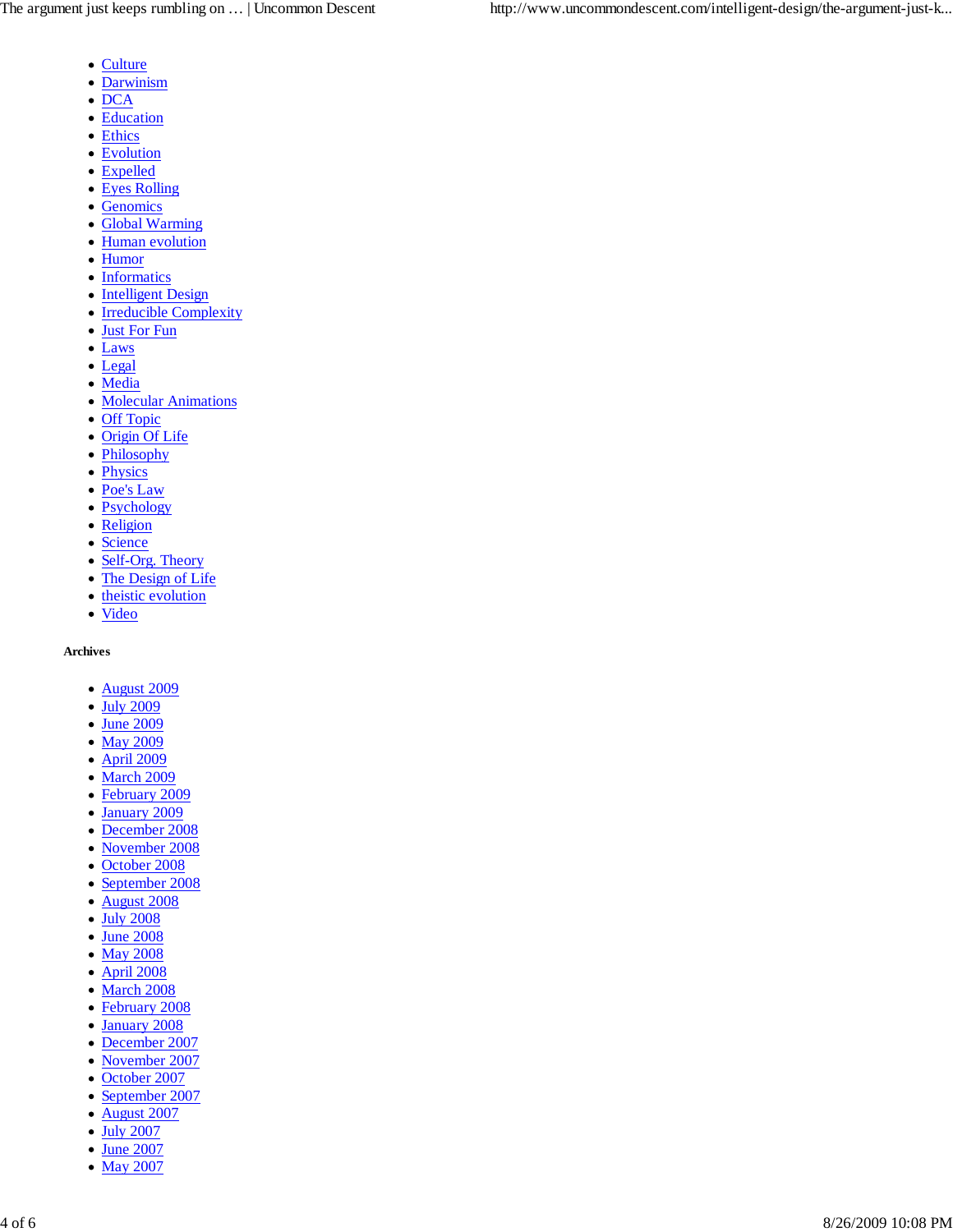- Culture
- Darwinism
- DCA
- Education
- Ethics
- Evolution
- Expelled
- Eyes Rolling
- Genomics
- Global Warming
- Human evolution
- Humor
- Informatics
- Intelligent Design
- Irreducible Complexity
- Just For Fun
- Laws
- Legal
- Media
- Molecular Animations
- Off Topic
- Origin Of Life
- Philosophy
- Physics
- Poe's Law
- Psychology
- Religion
- Science
- Self-Org. Theory
- The Design of Life
- theistic evolution
- Video

#### Archives

- August 2009
- July 2009
- June 2009
- May 2009
- April 2009
- March 2009
- February 2009
- January 2009
- December 2008
- November 2008
- October 2008
- September 2008
- August 2008
- July 2008
- June 2008
- May 2008
- April 2008
- March 2008
- February 2008
- January 2008
- December 2007
- November 2007
- October 2007
- September 2007
- August 2007
- July 2007
- June 2007
- May 2007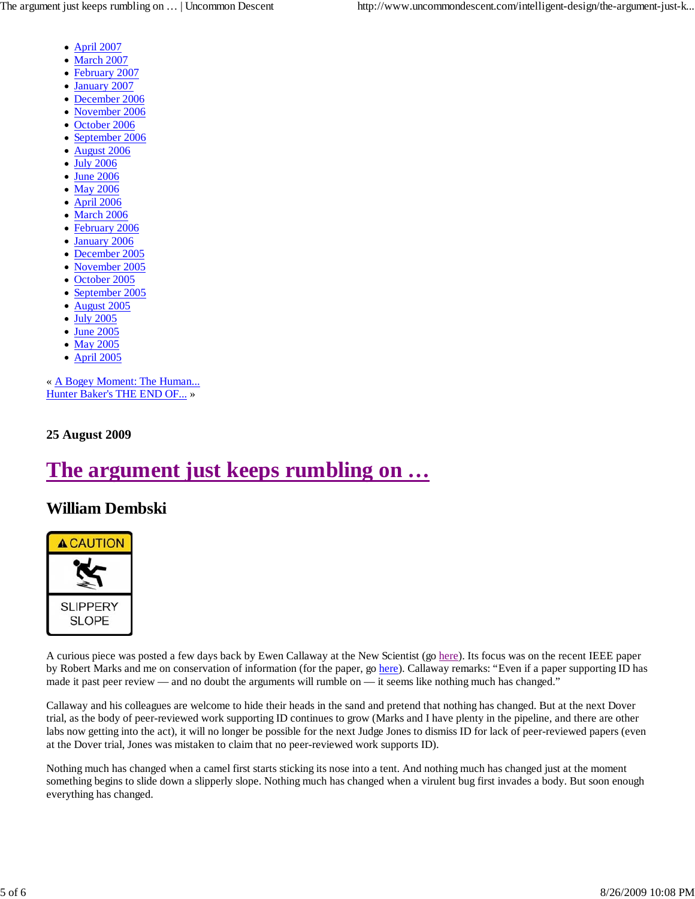- April 2007
- March 2007
- February 2007
- January 2007
- December 2006
- November 2006
- October 2006
- September 2006
- August 2006
- July 2006
- June 2006
- May 2006
- April 2006
- March 2006
- February 2006
- January 2006
- December 2005
- November 2005
- October 2005
- September 2005
- August 2005
- July 2005
- June 2005
- May 2005
- April 2005

« A Bogey Moment: The Human...
Hunter Baker's THE END OF... »

**25 August 2009**

# The argument just keeps rumbling on …

## William Dembski

A curious piece was posted a few days back by Ewen Callaway at the New Scientist (go here). Its focus was on the recent IEEE paper by Robert Marks and me on conservation of information (for the paper, go here). Callaway remarks: "Even if a paper supporting ID has made it past peer review — and no doubt the arguments will rumble on — it seems like nothing much has changed."

Callaway and his colleagues are welcome to hide their heads in the sand and pretend that nothing has changed. But at the next Dover trial, as the body of peer-reviewed work supporting ID continues to grow (Marks and I have plenty in the pipeline, and there are other labs now getting into the act), it will no longer be possible for the next Judge Jones to dismiss ID for lack of peer-reviewed papers (even at the Dover trial, Jones was mistaken to claim that no peer-reviewed work supports ID).

Nothing much has changed when a camel first starts sticking its nose into a tent. And nothing much has changed just at the moment something begins to slide down a slipperly slope. Nothing much has changed when a virulent bug first invades a body. But soon enough everything has changed.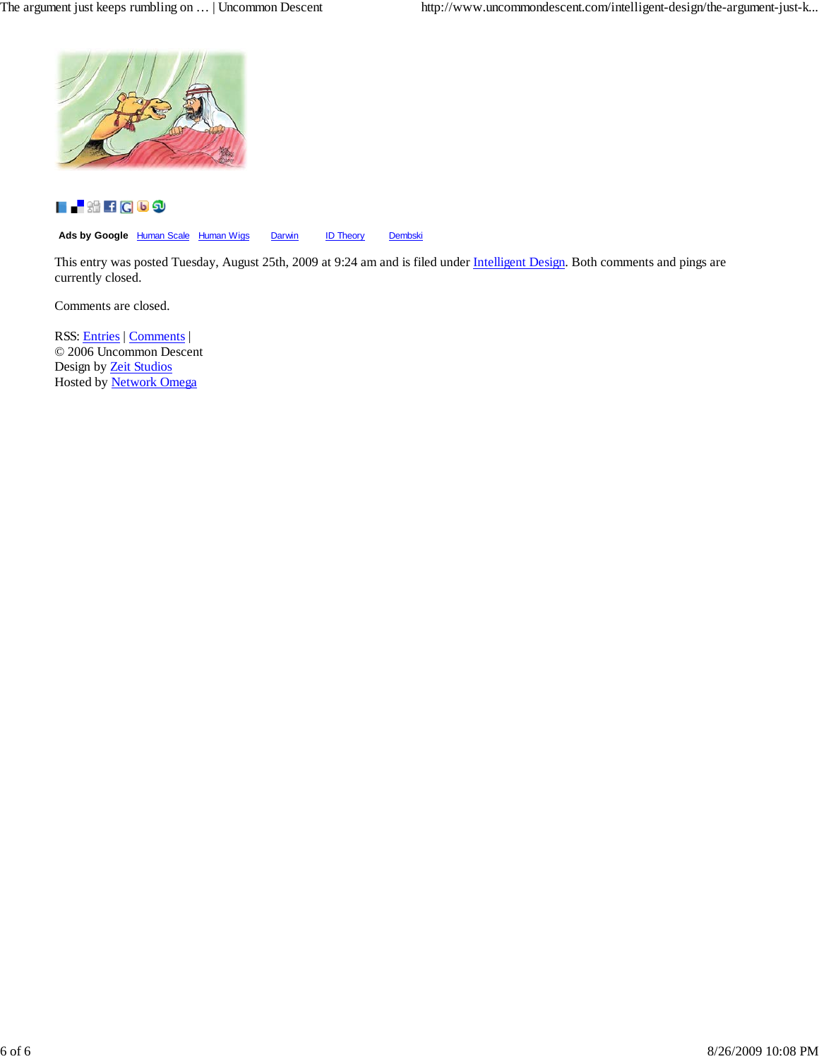**Ads by Google** Human Scale Human Wigs Darwin ID Theory Dembski

This entry was posted Tuesday, August 25th, 2009 at 9:24 am and is filed under Intelligent Design. Both comments and pings are currently closed.

Comments are closed.

RSS: Entries | Comments |
© 2006 Uncommon Descent
Design by Zeit Studios
Hosted by Network Omega